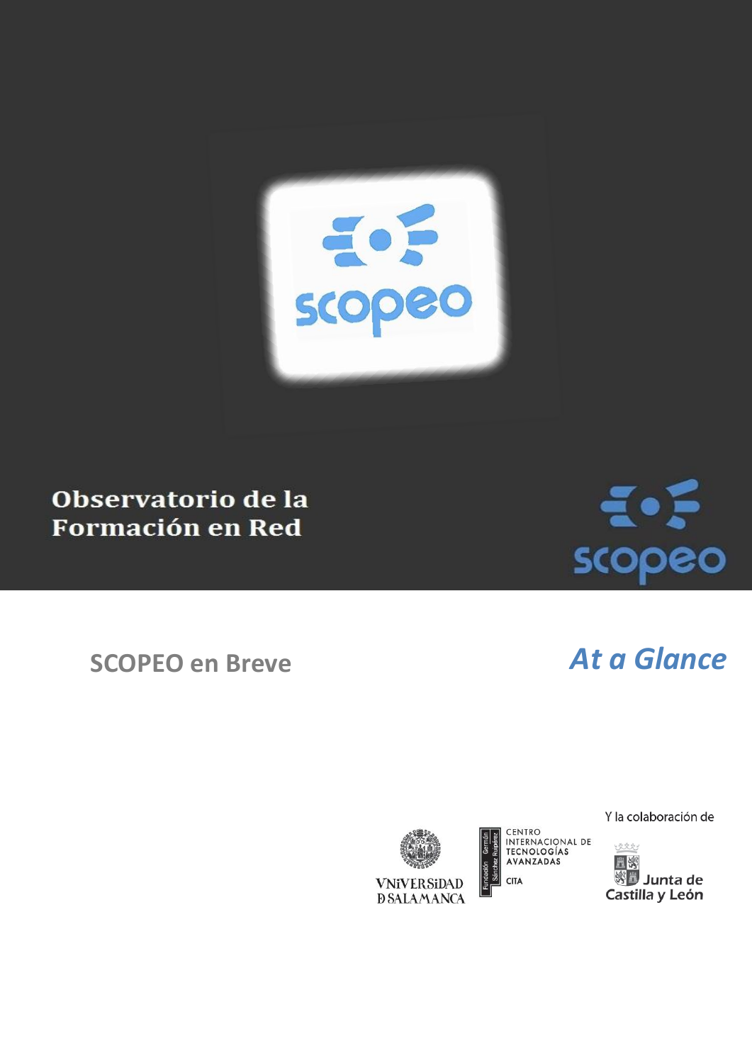# Observatorio de la Formación en Red

scopeo

## SCOPEO en Breve

## *At a Glance*

Y la colaboración de

VNiVERSiDAD D SALAMANCA

Fundación Germán Sánchez Ruipérez

CENTRO INTERNACIONAL DE TECNOLOGÍAS AVANZADAS

CITA

Junta de Castilla y León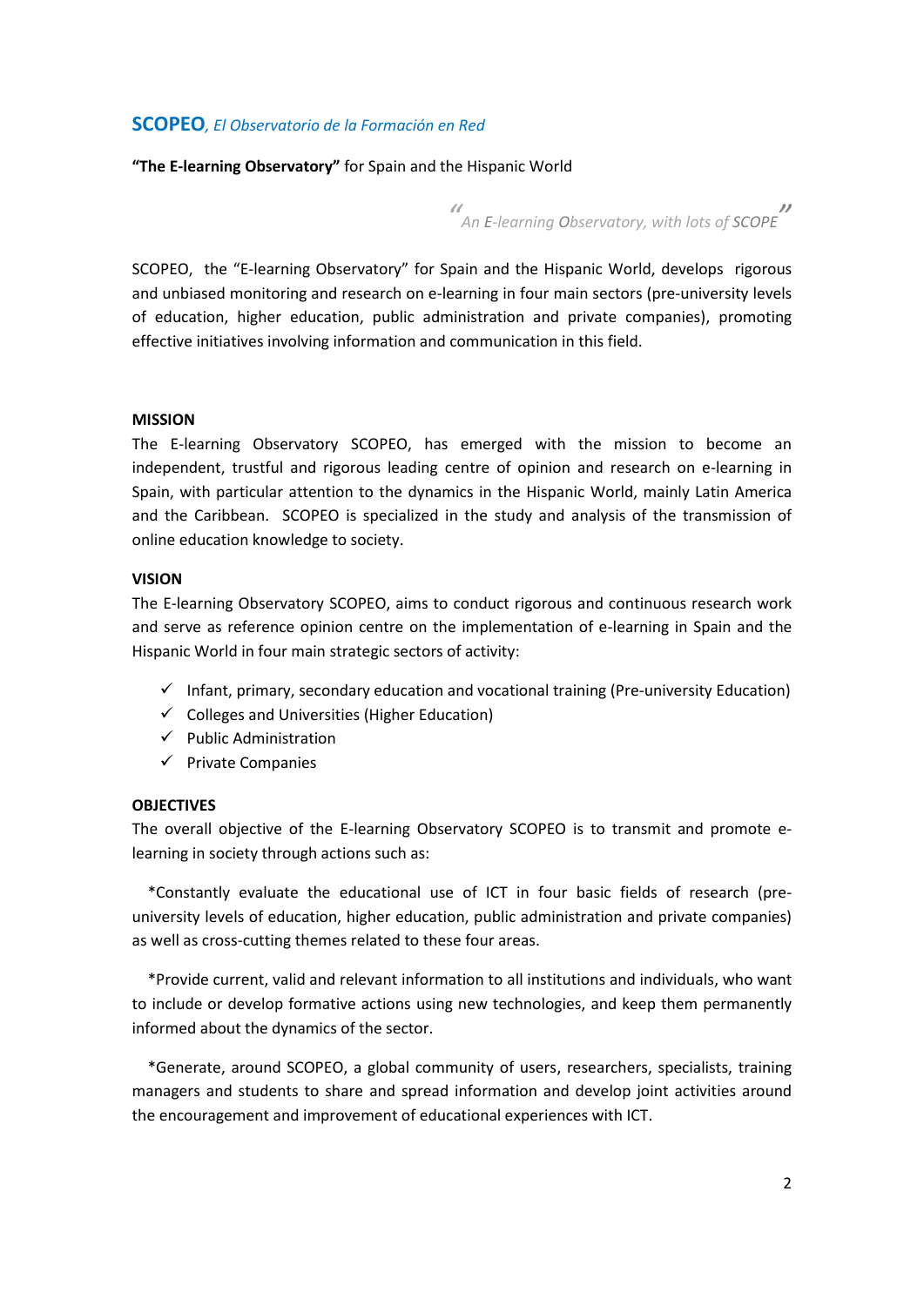## **SCOPEO**, *El Observatorio de la Formación en Red*

**"The E-learning Observatory"** for Spain and the Hispanic World

> *"An E-learning Observatory, with lots of SCOPE"*

SCOPEO, the "E-learning Observatory" for Spain and the Hispanic World, develops rigorous and unbiased monitoring and research on e-learning in four main sectors (pre-university levels of education, higher education, public administration and private companies), promoting effective initiatives involving information and communication in this field.

### MISSION

The E-learning Observatory SCOPEO, has emerged with the mission to become an independent, trustful and rigorous leading centre of opinion and research on e-learning in Spain, with particular attention to the dynamics in the Hispanic World, mainly Latin America and the Caribbean. SCOPEO is specialized in the study and analysis of the transmission of online education knowledge to society.

### VISION

The E-learning Observatory SCOPEO, aims to conduct rigorous and continuous research work and serve as reference opinion centre on the implementation of e-learning in Spain and the Hispanic World in four main strategic sectors of activity:

- ✓ Infant, primary, secondary education and vocational training (Pre-university Education)
- ✓ Colleges and Universities (Higher Education)
- ✓ Public Administration
- ✓ Private Companies

### OBJECTIVES

The overall objective of the E-learning Observatory SCOPEO is to transmit and promote e-learning in society through actions such as:

*Constantly evaluate the educational use of ICT in four basic fields of research (pre-university levels of education, higher education, public administration and private companies) as well as cross-cutting themes related to these four areas.

*Provide current, valid and relevant information to all institutions and individuals, who want to include or develop formative actions using new technologies, and keep them permanently informed about the dynamics of the sector.

*Generate, around SCOPEO, a global community of users, researchers, specialists, training managers and students to share and spread information and develop joint activities around the encouragement and improvement of educational experiences with ICT.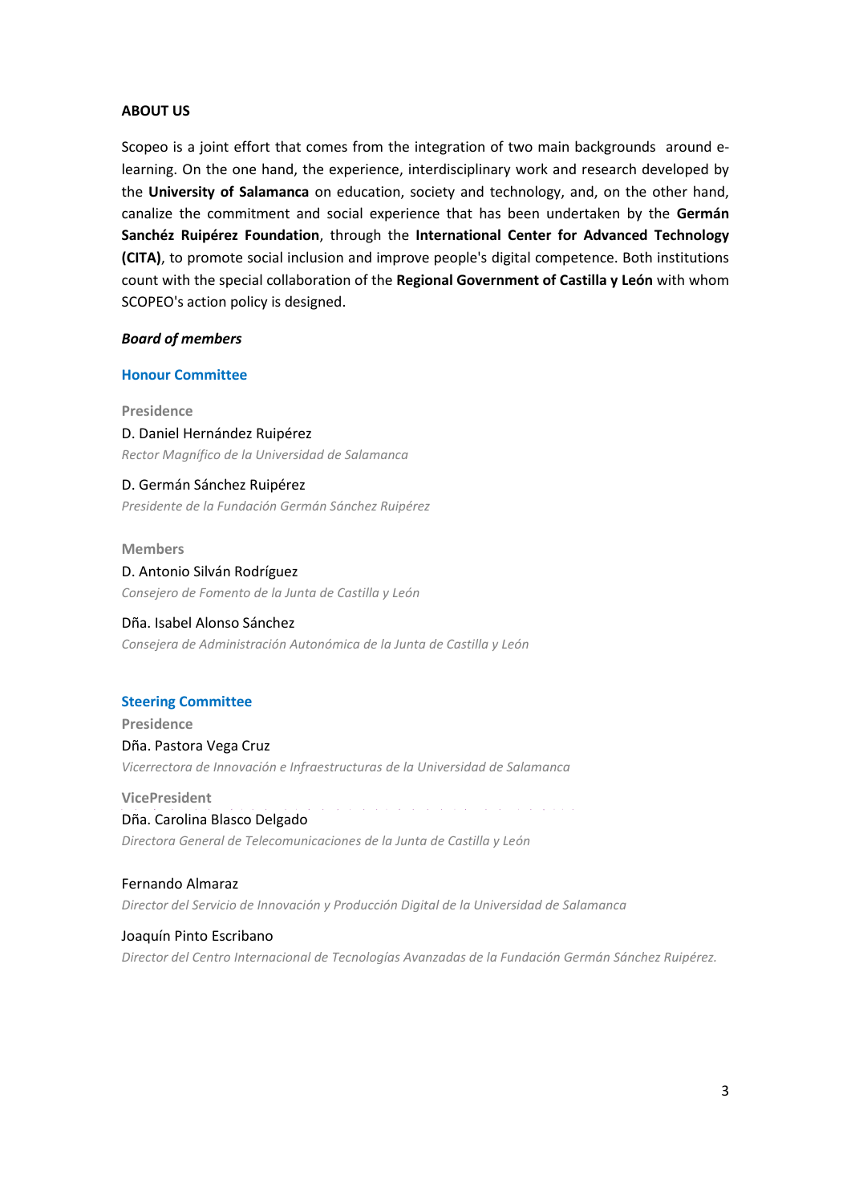## ABOUT US

Scopeo is a joint effort that comes from the integration of two main backgrounds around e-learning. On the one hand, the experience, interdisciplinary work and research developed by the **University of Salamanca** on education, society and technology, and, on the other hand, canalize the commitment and social experience that has been undertaken by the **Germán Sanchéz Ruipérez Foundation**, through the **International Center for Advanced Technology (CITA)**, to promote social inclusion and improve people's digital competence. Both institutions count with the special collaboration of the **Regional Government of Castilla y León** with whom SCOPEO's action policy is designed.

***Board of members***

### Honour Committee

**Presidence**

D. Daniel Hernández Ruipérez
*Rector Magnífico de la Universidad de Salamanca*

D. Germán Sánchez Ruipérez
*Presidente de la Fundación Germán Sánchez Ruipérez*

**Members**

D. Antonio Silván Rodríguez
*Consejero de Fomento de la Junta de Castilla y León*

Dña. Isabel Alonso Sánchez
*Consejera de Administración Autonómica de la Junta de Castilla y León*

### Steering Committee

**Presidence**

Dña. Pastora Vega Cruz
*Vicerrectora de Innovación e Infraestructuras de la Universidad de Salamanca*

**VicePresident**

Dña. Carolina Blasco Delgado
*Directora General de Telecomunicaciones de la Junta de Castilla y León*

Fernando Almaraz
*Director del Servicio de Innovación y Producción Digital de la Universidad de Salamanca*

Joaquín Pinto Escribano
*Director del Centro Internacional de Tecnologías Avanzadas de la Fundación Germán Sánchez Ruipérez.*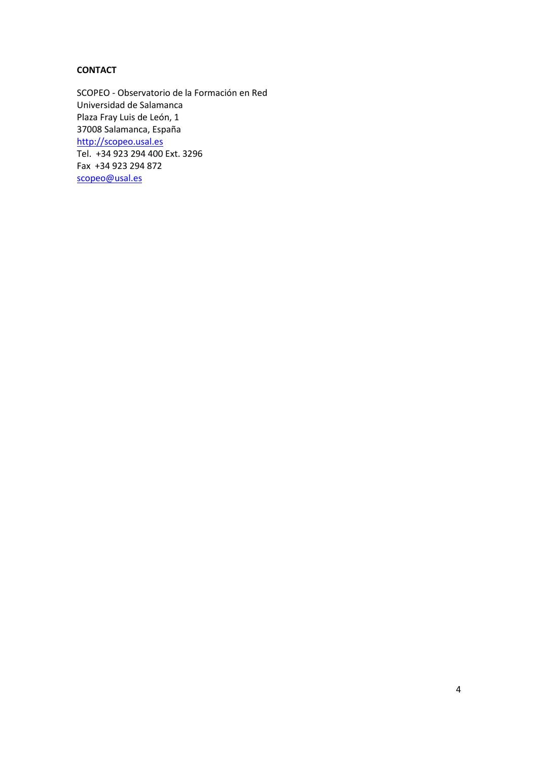**CONTACT**

SCOPEO - Observatorio de la Formación en Red  
Universidad de Salamanca  
Plaza Fray Luis de León, 1  
37008 Salamanca, España  
http://scopeo.usal.es  
Tel.  +34 923 294 400 Ext. 3296  
Fax  +34 923 294 872  
scopeo@usal.es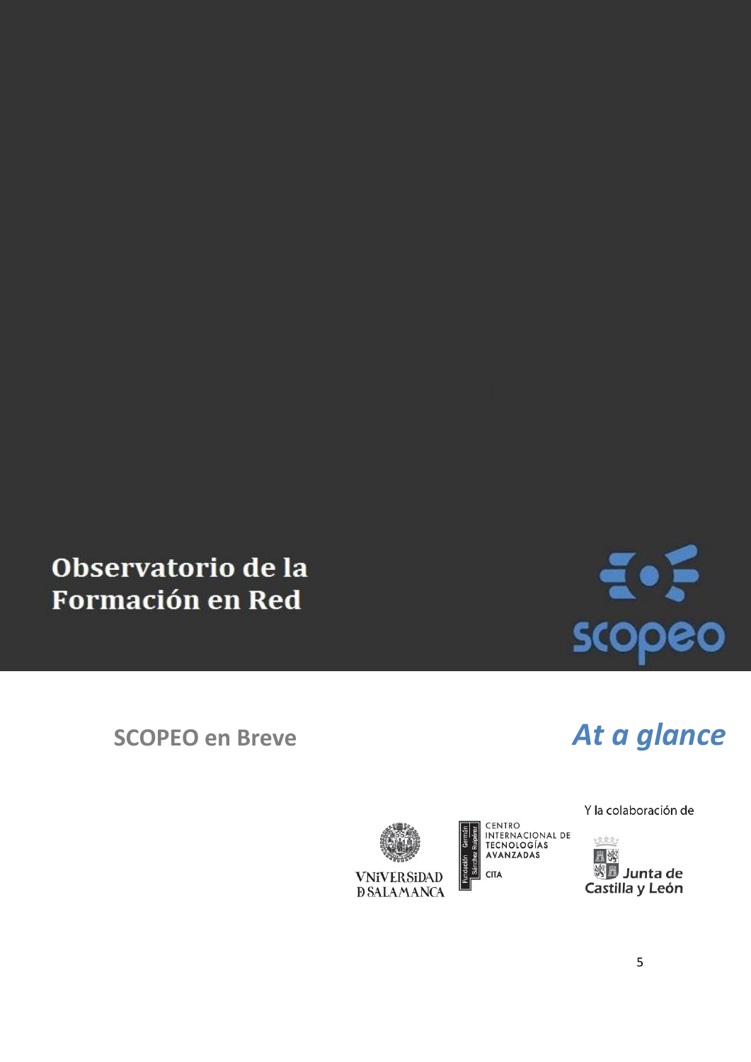# Observatorio de la Formación en Red

scopeo

## SCOPEO en Breve

## *At a glance*

Y la colaboración de

VNiVERSiDAD DSALAMANCA

CENTRO INTERNACIONAL DE TECNOLOGÍAS AVANZADAS

Fundación Germán Sánchez Ruipérez

CITA

Junta de Castilla y León